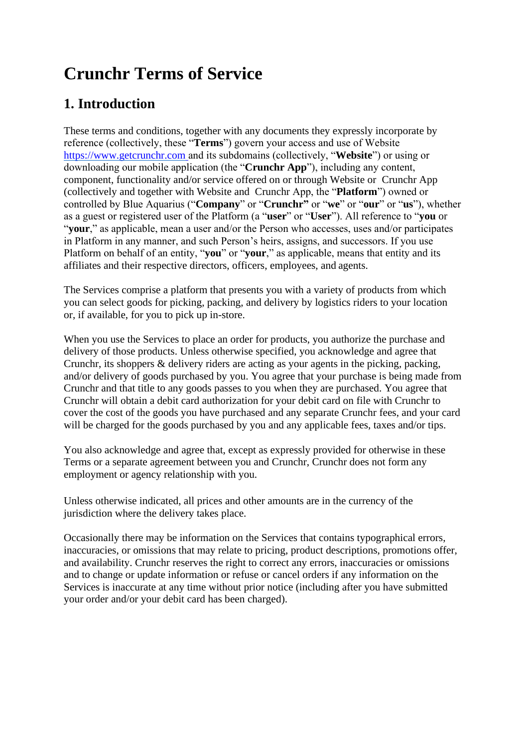# Crunchr Terms of Service

## 1. Introduction

These terms and conditions, together with any documents they expressly incorporate by reference (collectively, these "**Terms**") govern your access and use of Website [https://www.getcrunchr.com](https://www.getcrunchr.com) and its subdomains (collectively, "**Website**") or using or downloading our mobile application (the "**Crunchr App**"), including any content, component, functionality and/or service offered on or through Website or Crunchr App (collectively and together with Website and Crunchr App, the "**Platform**") owned or controlled by Blue Aquarius ("**Company**" or "**Crunchr"** or "**we**" or "**our**" or "**us**"), whether as a guest or registered user of the Platform (a "**user**" or "**User**"). All reference to "**you** or "**your**," as applicable, mean a user and/or the Person who accesses, uses and/or participates in Platform in any manner, and such Person's heirs, assigns, and successors. If you use Platform on behalf of an entity, "**you**" or "**your**," as applicable, means that entity and its affiliates and their respective directors, officers, employees, and agents.

The Services comprise a platform that presents you with a variety of products from which you can select goods for picking, packing, and delivery by logistics riders to your location or, if available, for you to pick up in-store.

When you use the Services to place an order for products, you authorize the purchase and delivery of those products. Unless otherwise specified, you acknowledge and agree that Crunchr, its shoppers & delivery riders are acting as your agents in the picking, packing, and/or delivery of goods purchased by you. You agree that your purchase is being made from Crunchr and that title to any goods passes to you when they are purchased. You agree that Crunchr will obtain a debit card authorization for your debit card on file with Crunchr to cover the cost of the goods you have purchased and any separate Crunchr fees, and your card will be charged for the goods purchased by you and any applicable fees, taxes and/or tips.

You also acknowledge and agree that, except as expressly provided for otherwise in these Terms or a separate agreement between you and Crunchr, Crunchr does not form any employment or agency relationship with you.

Unless otherwise indicated, all prices and other amounts are in the currency of the jurisdiction where the delivery takes place.

Occasionally there may be information on the Services that contains typographical errors, inaccuracies, or omissions that may relate to pricing, product descriptions, promotions offer, and availability. Crunchr reserves the right to correct any errors, inaccuracies or omissions and to change or update information or refuse or cancel orders if any information on the Services is inaccurate at any time without prior notice (including after you have submitted your order and/or your debit card has been charged).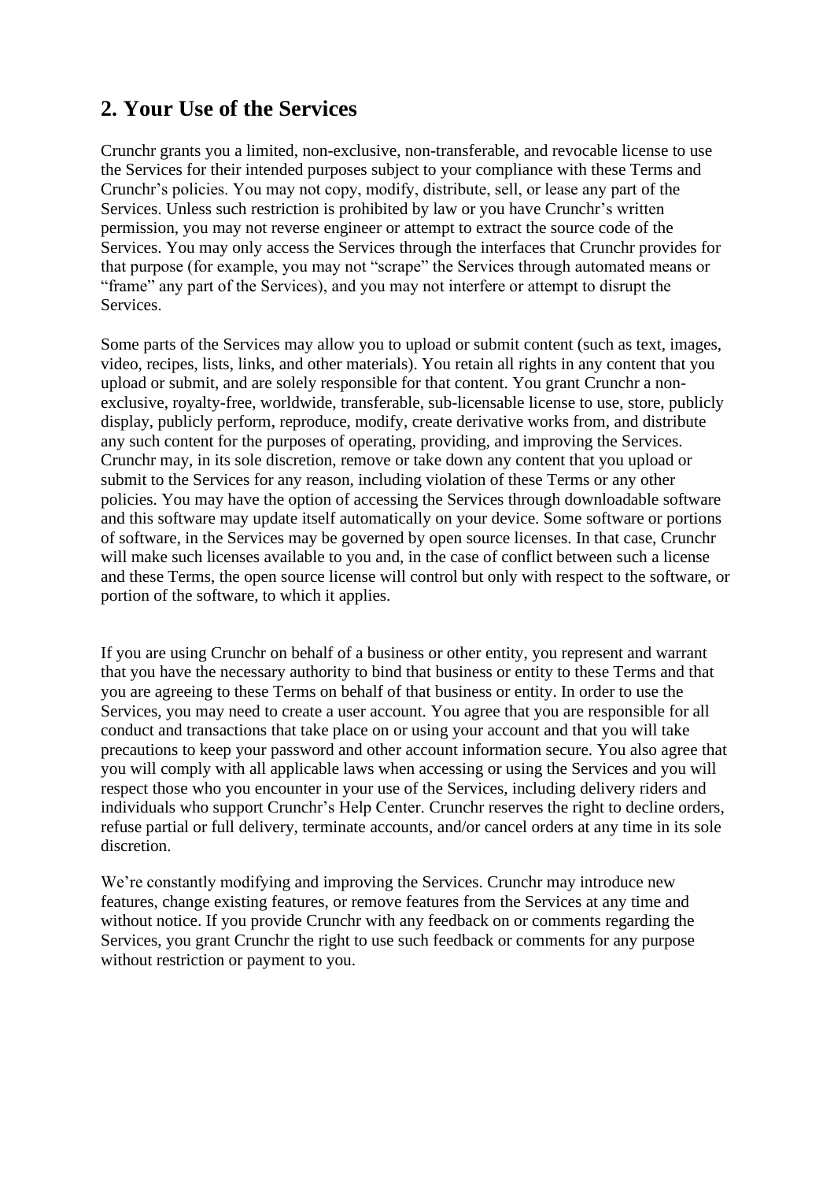## 2. Your Use of the Services

Crunchr grants you a limited, non-exclusive, non-transferable, and revocable license to use the Services for their intended purposes subject to your compliance with these Terms and Crunchr's policies. You may not copy, modify, distribute, sell, or lease any part of the Services. Unless such restriction is prohibited by law or you have Crunchr's written permission, you may not reverse engineer or attempt to extract the source code of the Services. You may only access the Services through the interfaces that Crunchr provides for that purpose (for example, you may not "scrape" the Services through automated means or "frame" any part of the Services), and you may not interfere or attempt to disrupt the Services.

Some parts of the Services may allow you to upload or submit content (such as text, images, video, recipes, lists, links, and other materials). You retain all rights in any content that you upload or submit, and are solely responsible for that content. You grant Crunchr a non-exclusive, royalty-free, worldwide, transferable, sub-licensable license to use, store, publicly display, publicly perform, reproduce, modify, create derivative works from, and distribute any such content for the purposes of operating, providing, and improving the Services. Crunchr may, in its sole discretion, remove or take down any content that you upload or submit to the Services for any reason, including violation of these Terms or any other policies. You may have the option of accessing the Services through downloadable software and this software may update itself automatically on your device. Some software or portions of software, in the Services may be governed by open source licenses. In that case, Crunchr will make such licenses available to you and, in the case of conflict between such a license and these Terms, the open source license will control but only with respect to the software, or portion of the software, to which it applies.

If you are using Crunchr on behalf of a business or other entity, you represent and warrant that you have the necessary authority to bind that business or entity to these Terms and that you are agreeing to these Terms on behalf of that business or entity. In order to use the Services, you may need to create a user account. You agree that you are responsible for all conduct and transactions that take place on or using your account and that you will take precautions to keep your password and other account information secure. You also agree that you will comply with all applicable laws when accessing or using the Services and you will respect those who you encounter in your use of the Services, including delivery riders and individuals who support Crunchr's Help Center. Crunchr reserves the right to decline orders, refuse partial or full delivery, terminate accounts, and/or cancel orders at any time in its sole discretion.

We're constantly modifying and improving the Services. Crunchr may introduce new features, change existing features, or remove features from the Services at any time and without notice. If you provide Crunchr with any feedback on or comments regarding the Services, you grant Crunchr the right to use such feedback or comments for any purpose without restriction or payment to you.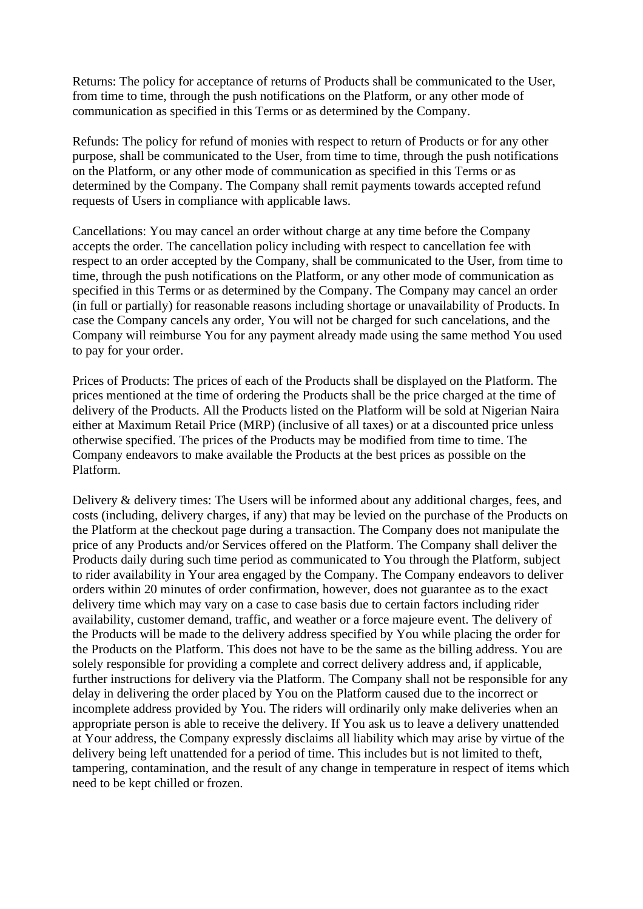Returns: The policy for acceptance of returns of Products shall be communicated to the User, from time to time, through the push notifications on the Platform, or any other mode of communication as specified in this Terms or as determined by the Company.

Refunds: The policy for refund of monies with respect to return of Products or for any other purpose, shall be communicated to the User, from time to time, through the push notifications on the Platform, or any other mode of communication as specified in this Terms or as determined by the Company. The Company shall remit payments towards accepted refund requests of Users in compliance with applicable laws.

Cancellations: You may cancel an order without charge at any time before the Company accepts the order. The cancellation policy including with respect to cancellation fee with respect to an order accepted by the Company, shall be communicated to the User, from time to time, through the push notifications on the Platform, or any other mode of communication as specified in this Terms or as determined by the Company. The Company may cancel an order (in full or partially) for reasonable reasons including shortage or unavailability of Products. In case the Company cancels any order, You will not be charged for such cancelations, and the Company will reimburse You for any payment already made using the same method You used to pay for your order.

Prices of Products: The prices of each of the Products shall be displayed on the Platform. The prices mentioned at the time of ordering the Products shall be the price charged at the time of delivery of the Products. All the Products listed on the Platform will be sold at Nigerian Naira either at Maximum Retail Price (MRP) (inclusive of all taxes) or at a discounted price unless otherwise specified. The prices of the Products may be modified from time to time. The Company endeavors to make available the Products at the best prices as possible on the Platform.

Delivery & delivery times: The Users will be informed about any additional charges, fees, and costs (including, delivery charges, if any) that may be levied on the purchase of the Products on the Platform at the checkout page during a transaction. The Company does not manipulate the price of any Products and/or Services offered on the Platform. The Company shall deliver the Products daily during such time period as communicated to You through the Platform, subject to rider availability in Your area engaged by the Company. The Company endeavors to deliver orders within 20 minutes of order confirmation, however, does not guarantee as to the exact delivery time which may vary on a case to case basis due to certain factors including rider availability, customer demand, traffic, and weather or a force majeure event. The delivery of the Products will be made to the delivery address specified by You while placing the order for the Products on the Platform. This does not have to be the same as the billing address. You are solely responsible for providing a complete and correct delivery address and, if applicable, further instructions for delivery via the Platform. The Company shall not be responsible for any delay in delivering the order placed by You on the Platform caused due to the incorrect or incomplete address provided by You. The riders will ordinarily only make deliveries when an appropriate person is able to receive the delivery. If You ask us to leave a delivery unattended at Your address, the Company expressly disclaims all liability which may arise by virtue of the delivery being left unattended for a period of time. This includes but is not limited to theft, tampering, contamination, and the result of any change in temperature in respect of items which need to be kept chilled or frozen.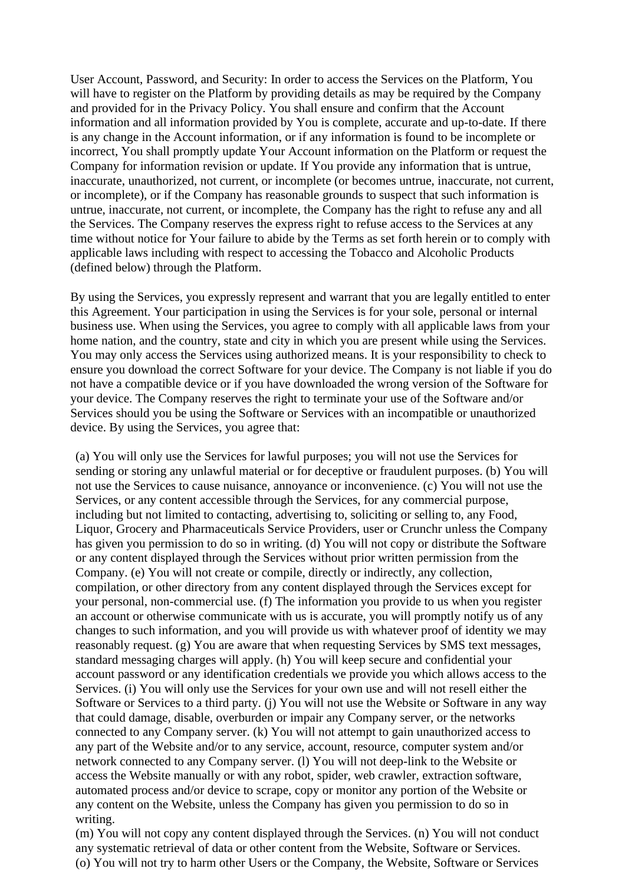User Account, Password, and Security: In order to access the Services on the Platform, You will have to register on the Platform by providing details as may be required by the Company and provided for in the Privacy Policy. You shall ensure and confirm that the Account information and all information provided by You is complete, accurate and up-to-date. If there is any change in the Account information, or if any information is found to be incomplete or incorrect, You shall promptly update Your Account information on the Platform or request the Company for information revision or update. If You provide any information that is untrue, inaccurate, unauthorized, not current, or incomplete (or becomes untrue, inaccurate, not current, or incomplete), or if the Company has reasonable grounds to suspect that such information is untrue, inaccurate, not current, or incomplete, the Company has the right to refuse any and all the Services. The Company reserves the express right to refuse access to the Services at any time without notice for Your failure to abide by the Terms as set forth herein or to comply with applicable laws including with respect to accessing the Tobacco and Alcoholic Products (defined below) through the Platform.

By using the Services, you expressly represent and warrant that you are legally entitled to enter this Agreement. Your participation in using the Services is for your sole, personal or internal business use. When using the Services, you agree to comply with all applicable laws from your home nation, and the country, state and city in which you are present while using the Services. You may only access the Services using authorized means. It is your responsibility to check to ensure you download the correct Software for your device. The Company is not liable if you do not have a compatible device or if you have downloaded the wrong version of the Software for your device. The Company reserves the right to terminate your use of the Software and/or Services should you be using the Software or Services with an incompatible or unauthorized device. By using the Services, you agree that:

(a) You will only use the Services for lawful purposes; you will not use the Services for sending or storing any unlawful material or for deceptive or fraudulent purposes. (b) You will not use the Services to cause nuisance, annoyance or inconvenience. (c) You will not use the Services, or any content accessible through the Services, for any commercial purpose, including but not limited to contacting, advertising to, soliciting or selling to, any Food, Liquor, Grocery and Pharmaceuticals Service Providers, user or Crunchr unless the Company has given you permission to do so in writing. (d) You will not copy or distribute the Software or any content displayed through the Services without prior written permission from the Company. (e) You will not create or compile, directly or indirectly, any collection, compilation, or other directory from any content displayed through the Services except for your personal, non-commercial use. (f) The information you provide to us when you register an account or otherwise communicate with us is accurate, you will promptly notify us of any changes to such information, and you will provide us with whatever proof of identity we may reasonably request. (g) You are aware that when requesting Services by SMS text messages, standard messaging charges will apply. (h) You will keep secure and confidential your account password or any identification credentials we provide you which allows access to the Services. (i) You will only use the Services for your own use and will not resell either the Software or Services to a third party. (j) You will not use the Website or Software in any way that could damage, disable, overburden or impair any Company server, or the networks connected to any Company server. (k) You will not attempt to gain unauthorized access to any part of the Website and/or to any service, account, resource, computer system and/or network connected to any Company server. (l) You will not deep-link to the Website or access the Website manually or with any robot, spider, web crawler, extraction software, automated process and/or device to scrape, copy or monitor any portion of the Website or any content on the Website, unless the Company has given you permission to do so in writing.
(m) You will not copy any content displayed through the Services. (n) You will not conduct any systematic retrieval of data or other content from the Website, Software or Services.
(o) You will not try to harm other Users or the Company, the Website, Software or Services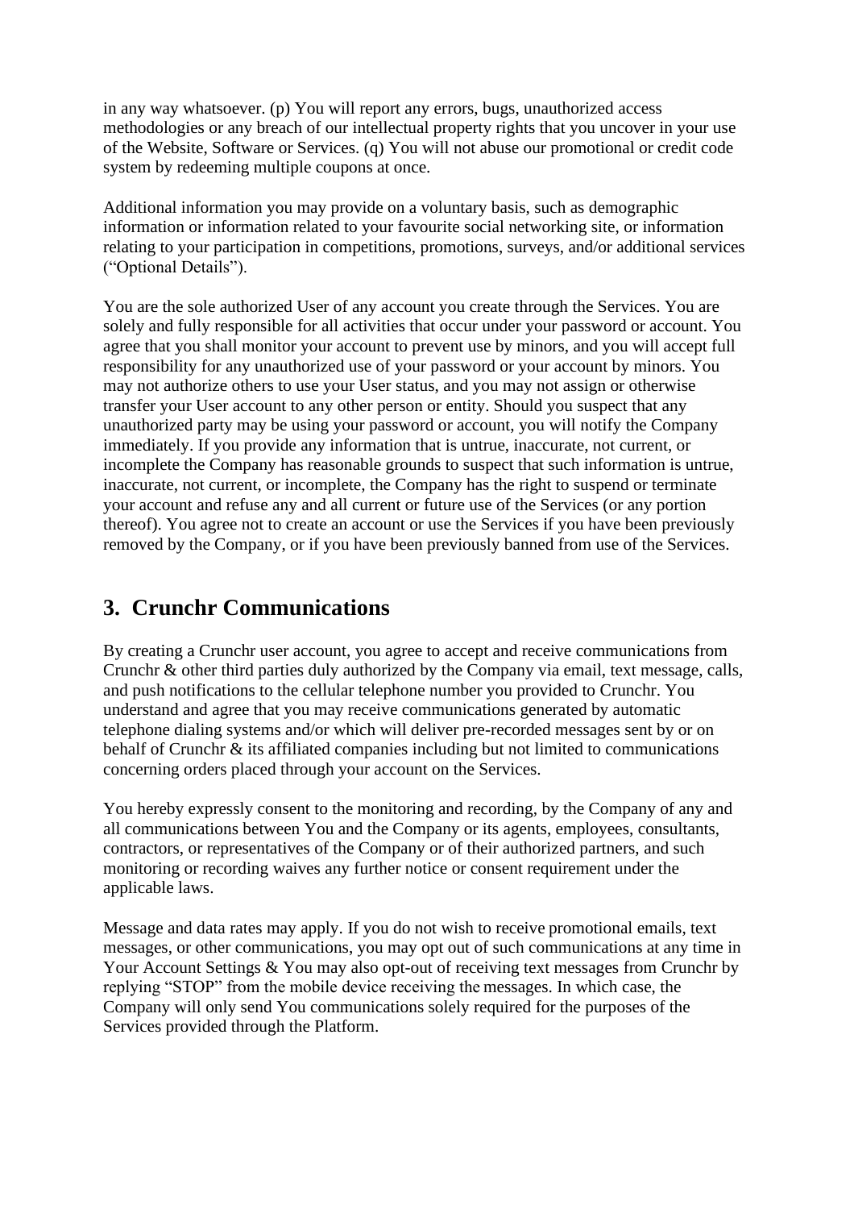in any way whatsoever. (p) You will report any errors, bugs, unauthorized access methodologies or any breach of our intellectual property rights that you uncover in your use of the Website, Software or Services. (q) You will not abuse our promotional or credit code system by redeeming multiple coupons at once.

Additional information you may provide on a voluntary basis, such as demographic information or information related to your favourite social networking site, or information relating to your participation in competitions, promotions, surveys, and/or additional services ("Optional Details").

You are the sole authorized User of any account you create through the Services. You are solely and fully responsible for all activities that occur under your password or account. You agree that you shall monitor your account to prevent use by minors, and you will accept full responsibility for any unauthorized use of your password or your account by minors. You may not authorize others to use your User status, and you may not assign or otherwise transfer your User account to any other person or entity. Should you suspect that any unauthorized party may be using your password or account, you will notify the Company immediately. If you provide any information that is untrue, inaccurate, not current, or incomplete the Company has reasonable grounds to suspect that such information is untrue, inaccurate, not current, or incomplete, the Company has the right to suspend or terminate your account and refuse any and all current or future use of the Services (or any portion thereof). You agree not to create an account or use the Services if you have been previously removed by the Company, or if you have been previously banned from use of the Services.

## 3. Crunchr Communications

By creating a Crunchr user account, you agree to accept and receive communications from Crunchr & other third parties duly authorized by the Company via email, text message, calls, and push notifications to the cellular telephone number you provided to Crunchr. You understand and agree that you may receive communications generated by automatic telephone dialing systems and/or which will deliver pre-recorded messages sent by or on behalf of Crunchr & its affiliated companies including but not limited to communications concerning orders placed through your account on the Services.

You hereby expressly consent to the monitoring and recording, by the Company of any and all communications between You and the Company or its agents, employees, consultants, contractors, or representatives of the Company or of their authorized partners, and such monitoring or recording waives any further notice or consent requirement under the applicable laws.

Message and data rates may apply. If you do not wish to receive promotional emails, text messages, or other communications, you may opt out of such communications at any time in Your Account Settings & You may also opt-out of receiving text messages from Crunchr by replying "STOP" from the mobile device receiving the messages. In which case, the Company will only send You communications solely required for the purposes of the Services provided through the Platform.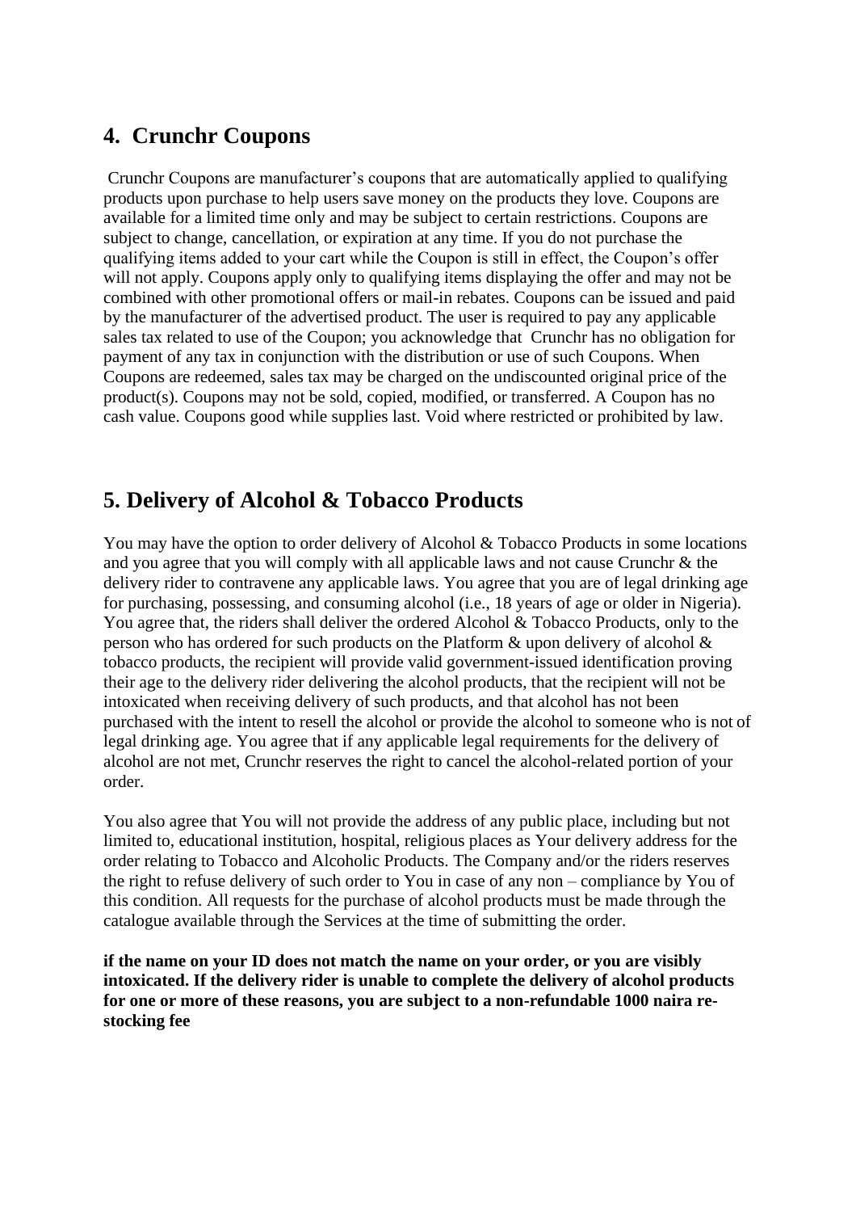## 4. Crunchr Coupons

Crunchr Coupons are manufacturer's coupons that are automatically applied to qualifying products upon purchase to help users save money on the products they love. Coupons are available for a limited time only and may be subject to certain restrictions. Coupons are subject to change, cancellation, or expiration at any time. If you do not purchase the qualifying items added to your cart while the Coupon is still in effect, the Coupon's offer will not apply. Coupons apply only to qualifying items displaying the offer and may not be combined with other promotional offers or mail-in rebates. Coupons can be issued and paid by the manufacturer of the advertised product. The user is required to pay any applicable sales tax related to use of the Coupon; you acknowledge that Crunchr has no obligation for payment of any tax in conjunction with the distribution or use of such Coupons. When Coupons are redeemed, sales tax may be charged on the undiscounted original price of the product(s). Coupons may not be sold, copied, modified, or transferred. A Coupon has no cash value. Coupons good while supplies last. Void where restricted or prohibited by law.

## 5. Delivery of Alcohol & Tobacco Products

You may have the option to order delivery of Alcohol & Tobacco Products in some locations and you agree that you will comply with all applicable laws and not cause Crunchr & the delivery rider to contravene any applicable laws. You agree that you are of legal drinking age for purchasing, possessing, and consuming alcohol (i.e., 18 years of age or older in Nigeria). You agree that, the riders shall deliver the ordered Alcohol & Tobacco Products, only to the person who has ordered for such products on the Platform & upon delivery of alcohol & tobacco products, the recipient will provide valid government-issued identification proving their age to the delivery rider delivering the alcohol products, that the recipient will not be intoxicated when receiving delivery of such products, and that alcohol has not been purchased with the intent to resell the alcohol or provide the alcohol to someone who is not of legal drinking age. You agree that if any applicable legal requirements for the delivery of alcohol are not met, Crunchr reserves the right to cancel the alcohol-related portion of your order.

You also agree that You will not provide the address of any public place, including but not limited to, educational institution, hospital, religious places as Your delivery address for the order relating to Tobacco and Alcoholic Products. The Company and/or the riders reserves the right to refuse delivery of such order to You in case of any non – compliance by You of this condition. All requests for the purchase of alcohol products must be made through the catalogue available through the Services at the time of submitting the order.

**if the name on your ID does not match the name on your order, or you are visibly intoxicated. If the delivery rider is unable to complete the delivery of alcohol products for one or more of these reasons, you are subject to a non-refundable 1000 naira re-stocking fee**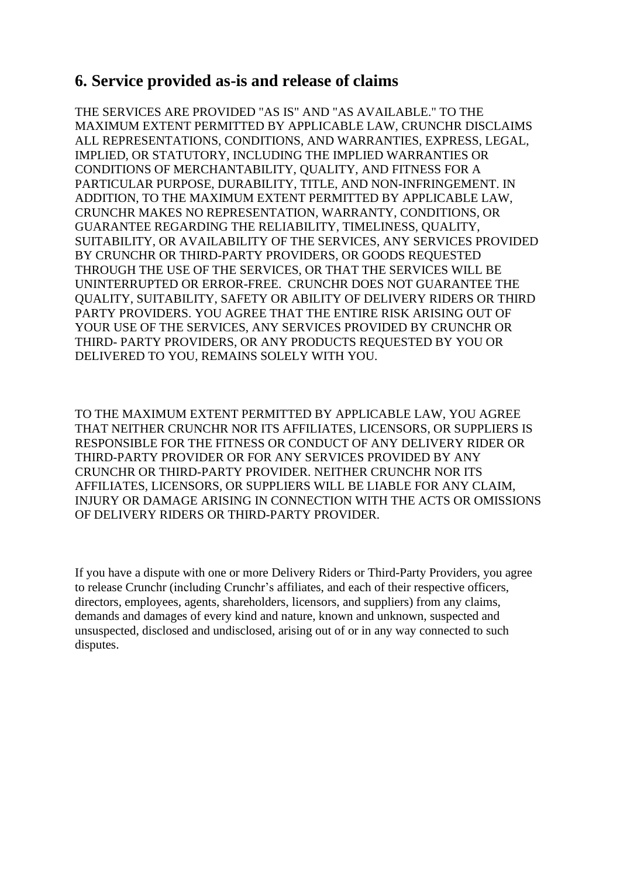## 6. Service provided as-is and release of claims

THE SERVICES ARE PROVIDED "AS IS" AND "AS AVAILABLE." TO THE MAXIMUM EXTENT PERMITTED BY APPLICABLE LAW, CRUNCHR DISCLAIMS ALL REPRESENTATIONS, CONDITIONS, AND WARRANTIES, EXPRESS, LEGAL, IMPLIED, OR STATUTORY, INCLUDING THE IMPLIED WARRANTIES OR CONDITIONS OF MERCHANTABILITY, QUALITY, AND FITNESS FOR A PARTICULAR PURPOSE, DURABILITY, TITLE, AND NON-INFRINGEMENT. IN ADDITION, TO THE MAXIMUM EXTENT PERMITTED BY APPLICABLE LAW, CRUNCHR MAKES NO REPRESENTATION, WARRANTY, CONDITIONS, OR GUARANTEE REGARDING THE RELIABILITY, TIMELINESS, QUALITY, SUITABILITY, OR AVAILABILITY OF THE SERVICES, ANY SERVICES PROVIDED BY CRUNCHR OR THIRD-PARTY PROVIDERS, OR GOODS REQUESTED THROUGH THE USE OF THE SERVICES, OR THAT THE SERVICES WILL BE UNINTERRUPTED OR ERROR-FREE. CRUNCHR DOES NOT GUARANTEE THE QUALITY, SUITABILITY, SAFETY OR ABILITY OF DELIVERY RIDERS OR THIRD PARTY PROVIDERS. YOU AGREE THAT THE ENTIRE RISK ARISING OUT OF YOUR USE OF THE SERVICES, ANY SERVICES PROVIDED BY CRUNCHR OR THIRD- PARTY PROVIDERS, OR ANY PRODUCTS REQUESTED BY YOU OR DELIVERED TO YOU, REMAINS SOLELY WITH YOU.

TO THE MAXIMUM EXTENT PERMITTED BY APPLICABLE LAW, YOU AGREE THAT NEITHER CRUNCHR NOR ITS AFFILIATES, LICENSORS, OR SUPPLIERS IS RESPONSIBLE FOR THE FITNESS OR CONDUCT OF ANY DELIVERY RIDER OR THIRD-PARTY PROVIDER OR FOR ANY SERVICES PROVIDED BY ANY CRUNCHR OR THIRD-PARTY PROVIDER. NEITHER CRUNCHR NOR ITS AFFILIATES, LICENSORS, OR SUPPLIERS WILL BE LIABLE FOR ANY CLAIM, INJURY OR DAMAGE ARISING IN CONNECTION WITH THE ACTS OR OMISSIONS OF DELIVERY RIDERS OR THIRD-PARTY PROVIDER.

If you have a dispute with one or more Delivery Riders or Third-Party Providers, you agree to release Crunchr (including Crunchr's affiliates, and each of their respective officers, directors, employees, agents, shareholders, licensors, and suppliers) from any claims, demands and damages of every kind and nature, known and unknown, suspected and unsuspected, disclosed and undisclosed, arising out of or in any way connected to such disputes.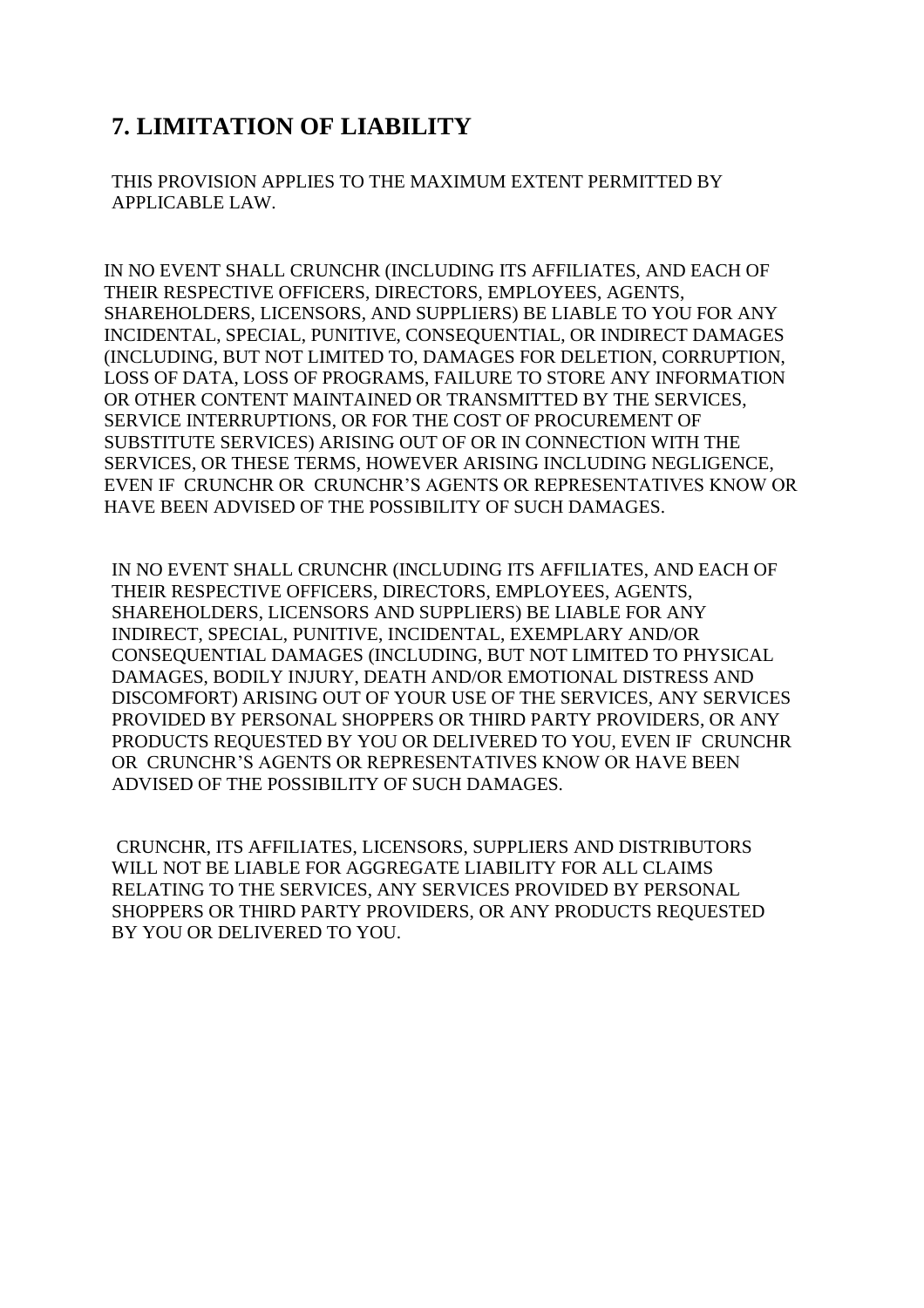## 7. LIMITATION OF LIABILITY

THIS PROVISION APPLIES TO THE MAXIMUM EXTENT PERMITTED BY APPLICABLE LAW.

IN NO EVENT SHALL CRUNCHR (INCLUDING ITS AFFILIATES, AND EACH OF THEIR RESPECTIVE OFFICERS, DIRECTORS, EMPLOYEES, AGENTS, SHAREHOLDERS, LICENSORS, AND SUPPLIERS) BE LIABLE TO YOU FOR ANY INCIDENTAL, SPECIAL, PUNITIVE, CONSEQUENTIAL, OR INDIRECT DAMAGES (INCLUDING, BUT NOT LIMITED TO, DAMAGES FOR DELETION, CORRUPTION, LOSS OF DATA, LOSS OF PROGRAMS, FAILURE TO STORE ANY INFORMATION OR OTHER CONTENT MAINTAINED OR TRANSMITTED BY THE SERVICES, SERVICE INTERRUPTIONS, OR FOR THE COST OF PROCUREMENT OF SUBSTITUTE SERVICES) ARISING OUT OF OR IN CONNECTION WITH THE SERVICES, OR THESE TERMS, HOWEVER ARISING INCLUDING NEGLIGENCE, EVEN IF CRUNCHR OR CRUNCHR'S AGENTS OR REPRESENTATIVES KNOW OR HAVE BEEN ADVISED OF THE POSSIBILITY OF SUCH DAMAGES.

IN NO EVENT SHALL CRUNCHR (INCLUDING ITS AFFILIATES, AND EACH OF THEIR RESPECTIVE OFFICERS, DIRECTORS, EMPLOYEES, AGENTS, SHAREHOLDERS, LICENSORS AND SUPPLIERS) BE LIABLE FOR ANY INDIRECT, SPECIAL, PUNITIVE, INCIDENTAL, EXEMPLARY AND/OR CONSEQUENTIAL DAMAGES (INCLUDING, BUT NOT LIMITED TO PHYSICAL DAMAGES, BODILY INJURY, DEATH AND/OR EMOTIONAL DISTRESS AND DISCOMFORT) ARISING OUT OF YOUR USE OF THE SERVICES, ANY SERVICES PROVIDED BY PERSONAL SHOPPERS OR THIRD PARTY PROVIDERS, OR ANY PRODUCTS REQUESTED BY YOU OR DELIVERED TO YOU, EVEN IF CRUNCHR OR CRUNCHR'S AGENTS OR REPRESENTATIVES KNOW OR HAVE BEEN ADVISED OF THE POSSIBILITY OF SUCH DAMAGES.

CRUNCHR, ITS AFFILIATES, LICENSORS, SUPPLIERS AND DISTRIBUTORS WILL NOT BE LIABLE FOR AGGREGATE LIABILITY FOR ALL CLAIMS RELATING TO THE SERVICES, ANY SERVICES PROVIDED BY PERSONAL SHOPPERS OR THIRD PARTY PROVIDERS, OR ANY PRODUCTS REQUESTED BY YOU OR DELIVERED TO YOU.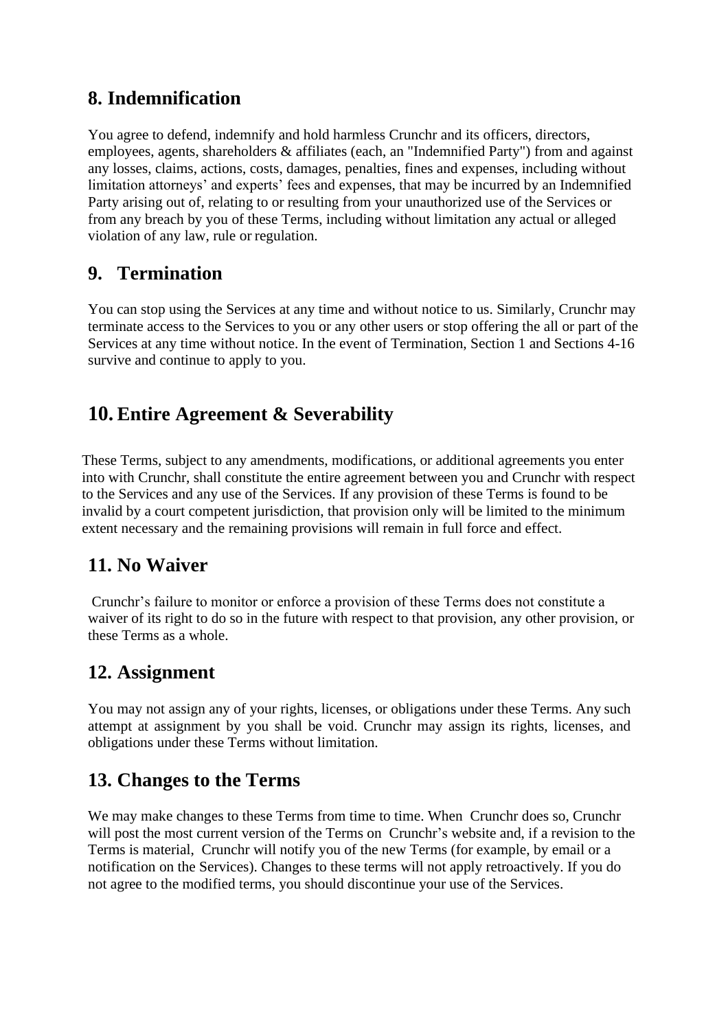## 8. Indemnification

You agree to defend, indemnify and hold harmless Crunchr and its officers, directors, employees, agents, shareholders & affiliates (each, an "Indemnified Party") from and against any losses, claims, actions, costs, damages, penalties, fines and expenses, including without limitation attorneys' and experts' fees and expenses, that may be incurred by an Indemnified Party arising out of, relating to or resulting from your unauthorized use of the Services or from any breach by you of these Terms, including without limitation any actual or alleged violation of any law, rule or regulation.

## 9. Termination

You can stop using the Services at any time and without notice to us. Similarly, Crunchr may terminate access to the Services to you or any other users or stop offering the all or part of the Services at any time without notice. In the event of Termination, Section 1 and Sections 4-16 survive and continue to apply to you.

## 10. Entire Agreement & Severability

These Terms, subject to any amendments, modifications, or additional agreements you enter into with Crunchr, shall constitute the entire agreement between you and Crunchr with respect to the Services and any use of the Services. If any provision of these Terms is found to be invalid by a court competent jurisdiction, that provision only will be limited to the minimum extent necessary and the remaining provisions will remain in full force and effect.

## 11. No Waiver

Crunchr's failure to monitor or enforce a provision of these Terms does not constitute a waiver of its right to do so in the future with respect to that provision, any other provision, or these Terms as a whole.

## 12. Assignment

You may not assign any of your rights, licenses, or obligations under these Terms. Any such attempt at assignment by you shall be void. Crunchr may assign its rights, licenses, and obligations under these Terms without limitation.

## 13. Changes to the Terms

We may make changes to these Terms from time to time. When Crunchr does so, Crunchr will post the most current version of the Terms on Crunchr's website and, if a revision to the Terms is material, Crunchr will notify you of the new Terms (for example, by email or a notification on the Services). Changes to these terms will not apply retroactively. If you do not agree to the modified terms, you should discontinue your use of the Services.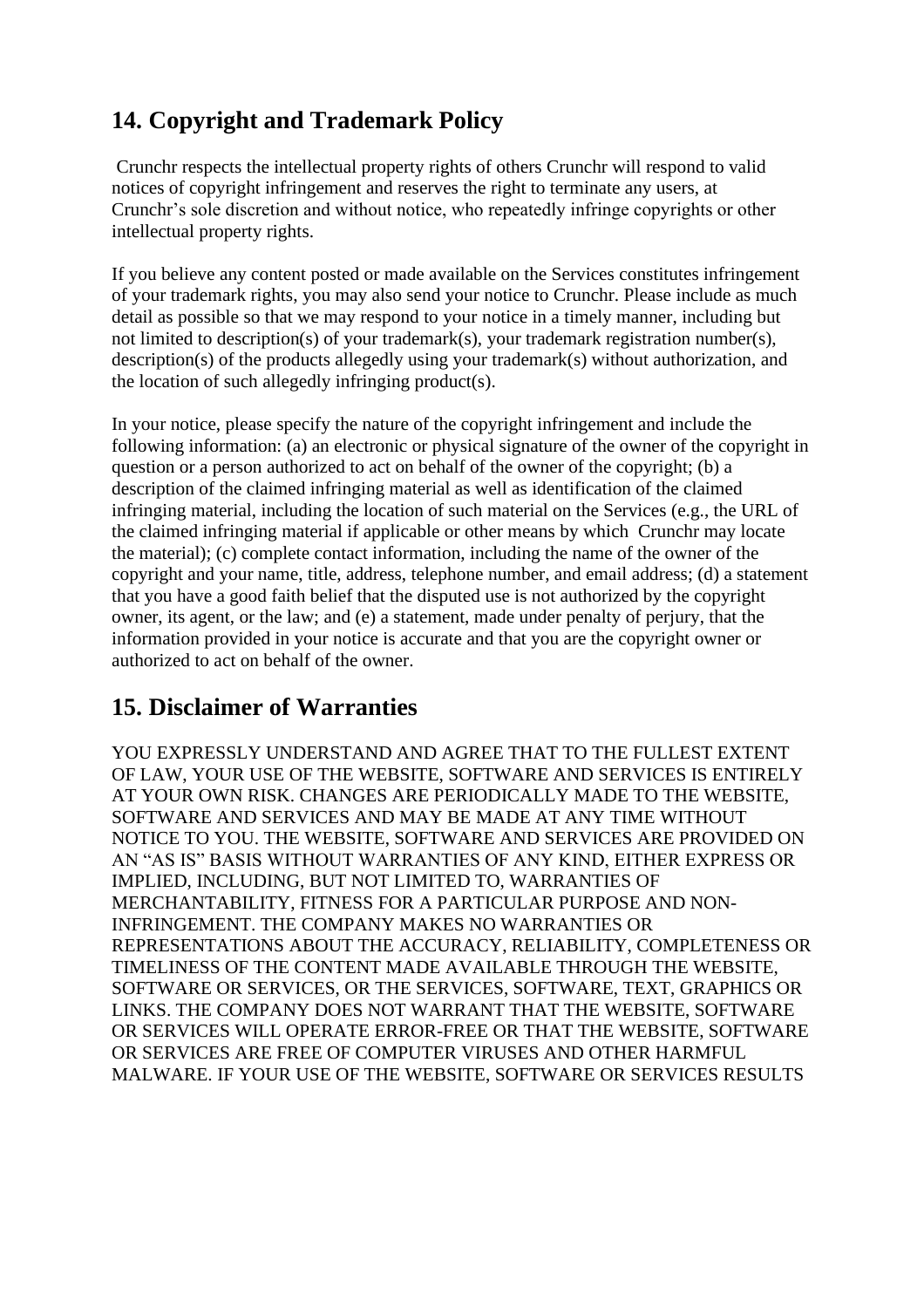## 14. Copyright and Trademark Policy

Crunchr respects the intellectual property rights of others Crunchr will respond to valid notices of copyright infringement and reserves the right to terminate any users, at Crunchr's sole discretion and without notice, who repeatedly infringe copyrights or other intellectual property rights.

If you believe any content posted or made available on the Services constitutes infringement of your trademark rights, you may also send your notice to Crunchr. Please include as much detail as possible so that we may respond to your notice in a timely manner, including but not limited to description(s) of your trademark(s), your trademark registration number(s), description(s) of the products allegedly using your trademark(s) without authorization, and the location of such allegedly infringing product(s).

In your notice, please specify the nature of the copyright infringement and include the following information: (a) an electronic or physical signature of the owner of the copyright in question or a person authorized to act on behalf of the owner of the copyright; (b) a description of the claimed infringing material as well as identification of the claimed infringing material, including the location of such material on the Services (e.g., the URL of the claimed infringing material if applicable or other means by which Crunchr may locate the material); (c) complete contact information, including the name of the owner of the copyright and your name, title, address, telephone number, and email address; (d) a statement that you have a good faith belief that the disputed use is not authorized by the copyright owner, its agent, or the law; and (e) a statement, made under penalty of perjury, that the information provided in your notice is accurate and that you are the copyright owner or authorized to act on behalf of the owner.

## 15. Disclaimer of Warranties

YOU EXPRESSLY UNDERSTAND AND AGREE THAT TO THE FULLEST EXTENT OF LAW, YOUR USE OF THE WEBSITE, SOFTWARE AND SERVICES IS ENTIRELY AT YOUR OWN RISK. CHANGES ARE PERIODICALLY MADE TO THE WEBSITE, SOFTWARE AND SERVICES AND MAY BE MADE AT ANY TIME WITHOUT NOTICE TO YOU. THE WEBSITE, SOFTWARE AND SERVICES ARE PROVIDED ON AN "AS IS" BASIS WITHOUT WARRANTIES OF ANY KIND, EITHER EXPRESS OR IMPLIED, INCLUDING, BUT NOT LIMITED TO, WARRANTIES OF MERCHANTABILITY, FITNESS FOR A PARTICULAR PURPOSE AND NON-INFRINGEMENT. THE COMPANY MAKES NO WARRANTIES OR REPRESENTATIONS ABOUT THE ACCURACY, RELIABILITY, COMPLETENESS OR TIMELINESS OF THE CONTENT MADE AVAILABLE THROUGH THE WEBSITE, SOFTWARE OR SERVICES, OR THE SERVICES, SOFTWARE, TEXT, GRAPHICS OR LINKS. THE COMPANY DOES NOT WARRANT THAT THE WEBSITE, SOFTWARE OR SERVICES WILL OPERATE ERROR-FREE OR THAT THE WEBSITE, SOFTWARE OR SERVICES ARE FREE OF COMPUTER VIRUSES AND OTHER HARMFUL MALWARE. IF YOUR USE OF THE WEBSITE, SOFTWARE OR SERVICES RESULTS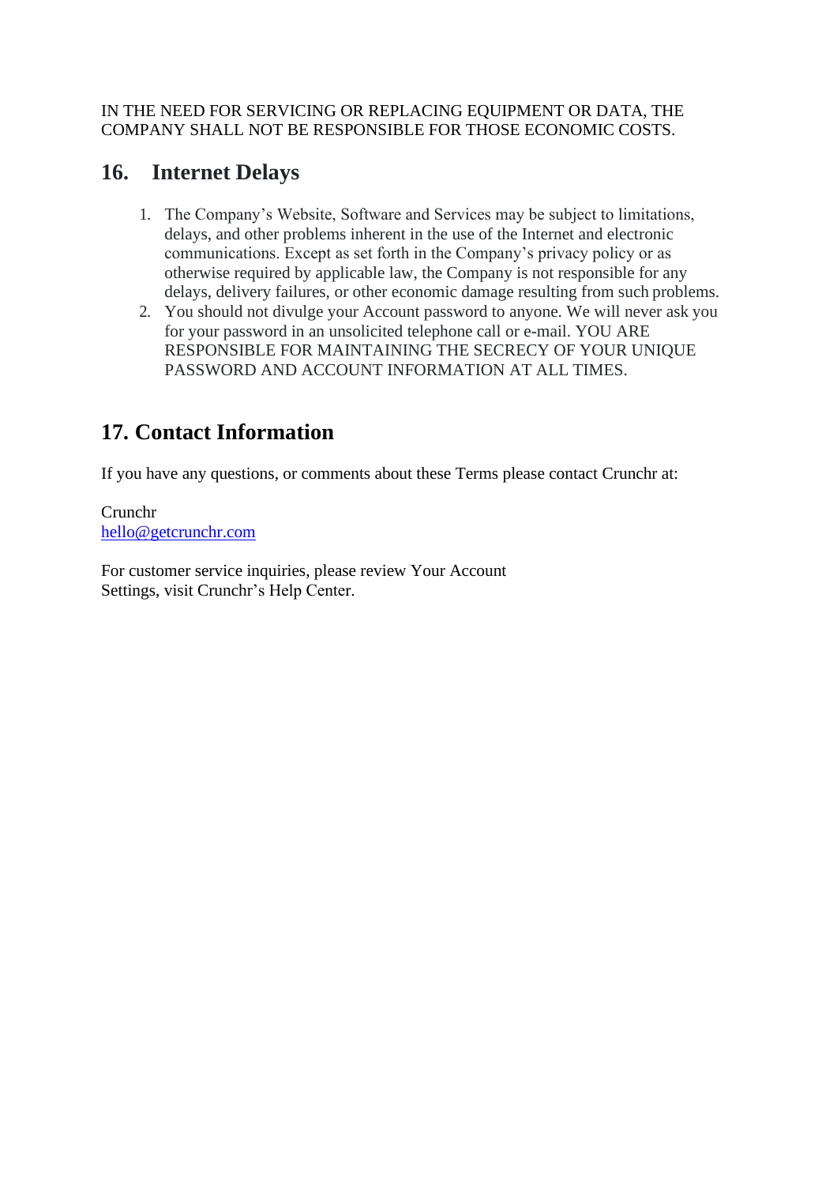IN THE NEED FOR SERVICING OR REPLACING EQUIPMENT OR DATA, THE COMPANY SHALL NOT BE RESPONSIBLE FOR THOSE ECONOMIC COSTS.

## 16. Internet Delays

1. The Company's Website, Software and Services may be subject to limitations, delays, and other problems inherent in the use of the Internet and electronic communications. Except as set forth in the Company's privacy policy or as otherwise required by applicable law, the Company is not responsible for any delays, delivery failures, or other economic damage resulting from such problems.
2. You should not divulge your Account password to anyone. We will never ask you for your password in an unsolicited telephone call or e-mail. YOU ARE RESPONSIBLE FOR MAINTAINING THE SECRECY OF YOUR UNIQUE PASSWORD AND ACCOUNT INFORMATION AT ALL TIMES.

## 17. Contact Information

If you have any questions, or comments about these Terms please contact Crunchr at:

Crunchr
hello@getcrunchr.com

For customer service inquiries, please review Your Account Settings, visit Crunchr's Help Center.